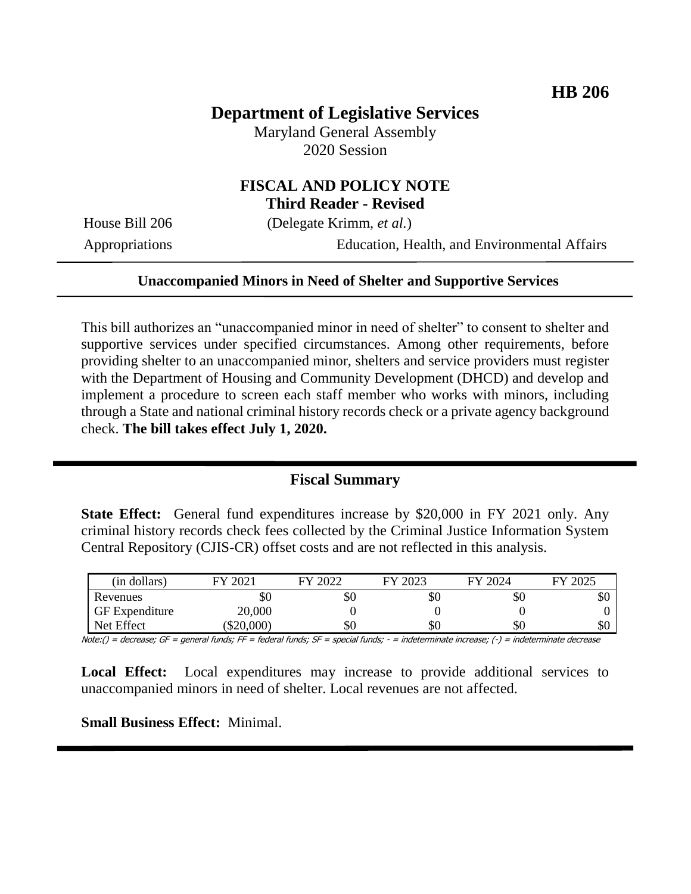**HB 206**

# Department of Legislative Services

Maryland General Assembly
2020 Session

## FISCAL AND POLICY NOTE
**Third Reader - Revised**

House Bill 206 (Delegate Krimm, *et al.*)
Appropriations Education, Health, and Environmental Affairs

---

**Unaccompanied Minors in Need of Shelter and Supportive Services**

---

This bill authorizes an "unaccompanied minor in need of shelter" to consent to shelter and supportive services under specified circumstances. Among other requirements, before providing shelter to an unaccompanied minor, shelters and service providers must register with the Department of Housing and Community Development (DHCD) and develop and implement a procedure to screen each staff member who works with minors, including through a State and national criminal history records check or a private agency background check. **The bill takes effect July 1, 2020.**

---

## Fiscal Summary

**State Effect:** General fund expenditures increase by $20,000 in FY 2021 only. Any criminal history records check fees collected by the Criminal Justice Information System Central Repository (CJIS-CR) offset costs and are not reflected in this analysis.

| (in dollars) | FY 2021 | FY 2022 | FY 2023 | FY 2024 | FY 2025 |
|---|---|---|---|---|---|
| Revenues | $0 | $0 | $0 | $0 | $0 |
| GF Expenditure | 20,000 | 0 | 0 | 0 | 0 |
| Net Effect | ($20,000) | $0 | $0 | $0 | $0 |

Note:() = decrease; GF = general funds; FF = federal funds; SF = special funds; - = indeterminate increase; (-) = indeterminate decrease

**Local Effect:** Local expenditures may increase to provide additional services to unaccompanied minors in need of shelter. Local revenues are not affected.

**Small Business Effect:** Minimal.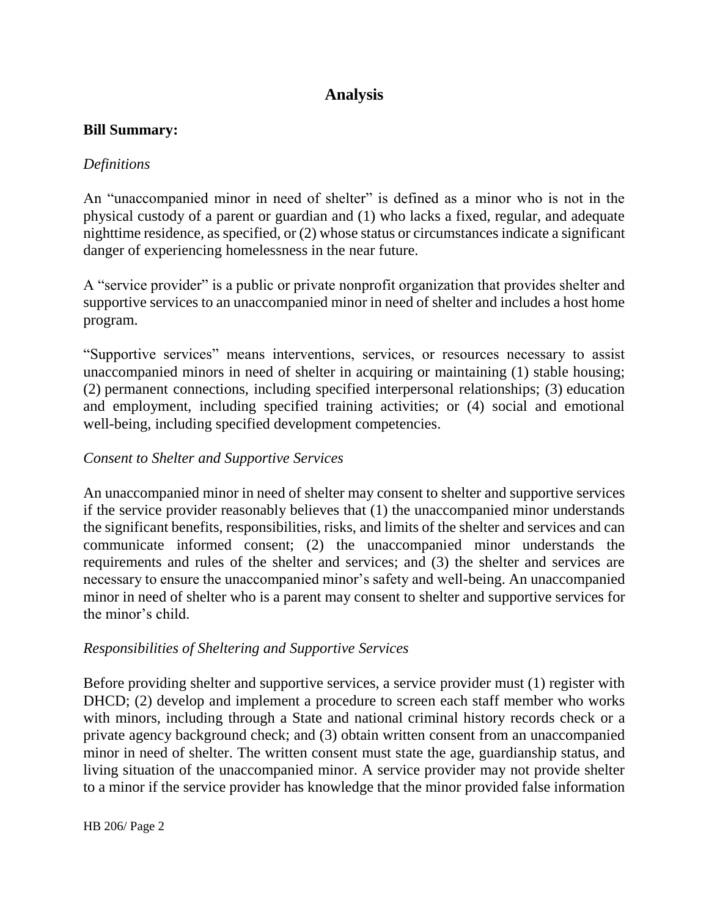## Analysis

**Bill Summary:**

*Definitions*

An "unaccompanied minor in need of shelter" is defined as a minor who is not in the physical custody of a parent or guardian and (1) who lacks a fixed, regular, and adequate nighttime residence, as specified, or (2) whose status or circumstances indicate a significant danger of experiencing homelessness in the near future.

A "service provider" is a public or private nonprofit organization that provides shelter and supportive services to an unaccompanied minor in need of shelter and includes a host home program.

"Supportive services" means interventions, services, or resources necessary to assist unaccompanied minors in need of shelter in acquiring or maintaining (1) stable housing; (2) permanent connections, including specified interpersonal relationships; (3) education and employment, including specified training activities; or (4) social and emotional well-being, including specified development competencies.

*Consent to Shelter and Supportive Services*

An unaccompanied minor in need of shelter may consent to shelter and supportive services if the service provider reasonably believes that (1) the unaccompanied minor understands the significant benefits, responsibilities, risks, and limits of the shelter and services and can communicate informed consent; (2) the unaccompanied minor understands the requirements and rules of the shelter and services; and (3) the shelter and services are necessary to ensure the unaccompanied minor's safety and well-being. An unaccompanied minor in need of shelter who is a parent may consent to shelter and supportive services for the minor's child.

*Responsibilities of Sheltering and Supportive Services*

Before providing shelter and supportive services, a service provider must (1) register with DHCD; (2) develop and implement a procedure to screen each staff member who works with minors, including through a State and national criminal history records check or a private agency background check; and (3) obtain written consent from an unaccompanied minor in need of shelter. The written consent must state the age, guardianship status, and living situation of the unaccompanied minor. A service provider may not provide shelter to a minor if the service provider has knowledge that the minor provided false information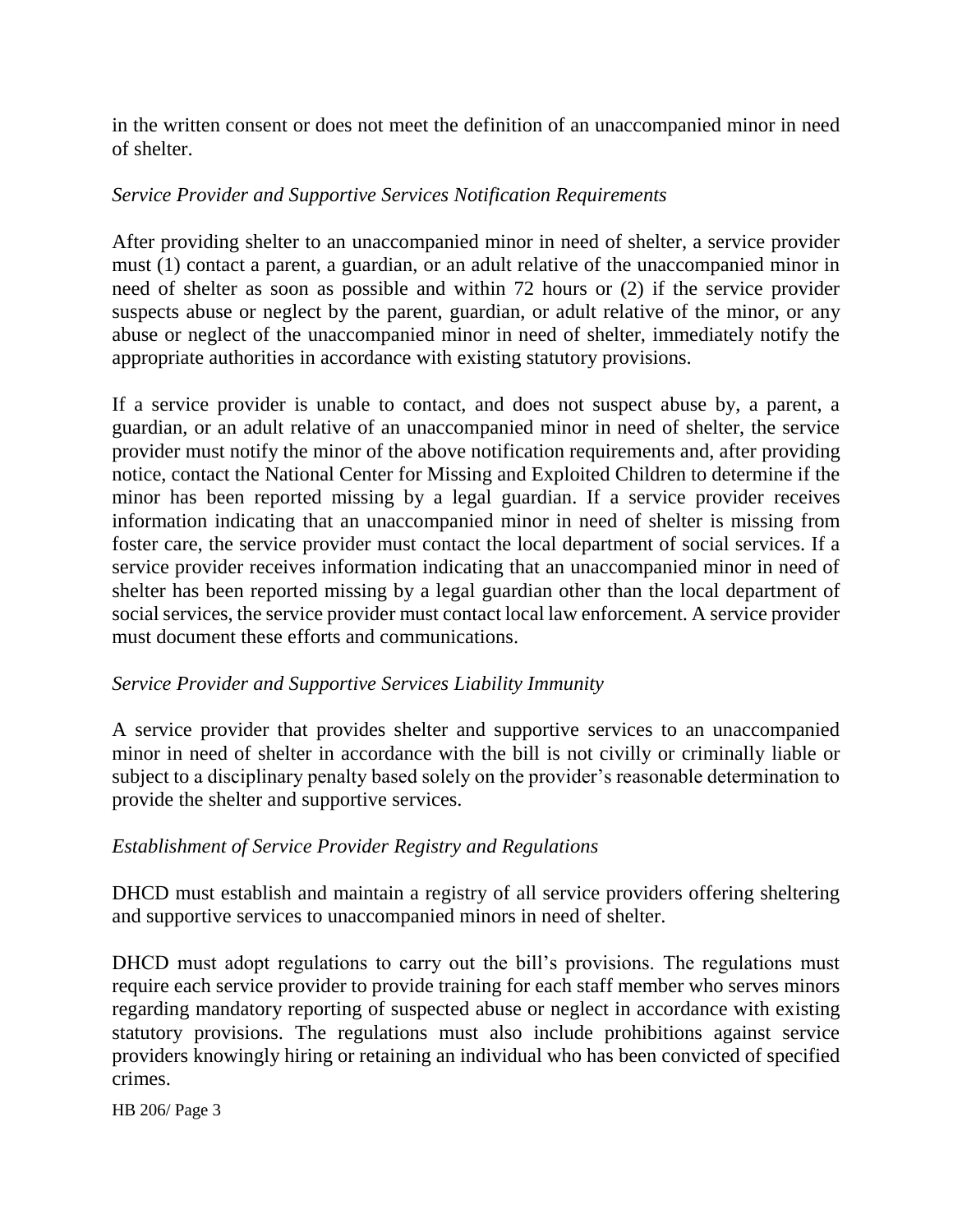in the written consent or does not meet the definition of an unaccompanied minor in need of shelter.

*Service Provider and Supportive Services Notification Requirements*

After providing shelter to an unaccompanied minor in need of shelter, a service provider must (1) contact a parent, a guardian, or an adult relative of the unaccompanied minor in need of shelter as soon as possible and within 72 hours or (2) if the service provider suspects abuse or neglect by the parent, guardian, or adult relative of the minor, or any abuse or neglect of the unaccompanied minor in need of shelter, immediately notify the appropriate authorities in accordance with existing statutory provisions.

If a service provider is unable to contact, and does not suspect abuse by, a parent, a guardian, or an adult relative of an unaccompanied minor in need of shelter, the service provider must notify the minor of the above notification requirements and, after providing notice, contact the National Center for Missing and Exploited Children to determine if the minor has been reported missing by a legal guardian. If a service provider receives information indicating that an unaccompanied minor in need of shelter is missing from foster care, the service provider must contact the local department of social services. If a service provider receives information indicating that an unaccompanied minor in need of shelter has been reported missing by a legal guardian other than the local department of social services, the service provider must contact local law enforcement. A service provider must document these efforts and communications.

*Service Provider and Supportive Services Liability Immunity*

A service provider that provides shelter and supportive services to an unaccompanied minor in need of shelter in accordance with the bill is not civilly or criminally liable or subject to a disciplinary penalty based solely on the provider's reasonable determination to provide the shelter and supportive services.

*Establishment of Service Provider Registry and Regulations*

DHCD must establish and maintain a registry of all service providers offering sheltering and supportive services to unaccompanied minors in need of shelter.

DHCD must adopt regulations to carry out the bill's provisions. The regulations must require each service provider to provide training for each staff member who serves minors regarding mandatory reporting of suspected abuse or neglect in accordance with existing statutory provisions. The regulations must also include prohibitions against service providers knowingly hiring or retaining an individual who has been convicted of specified crimes.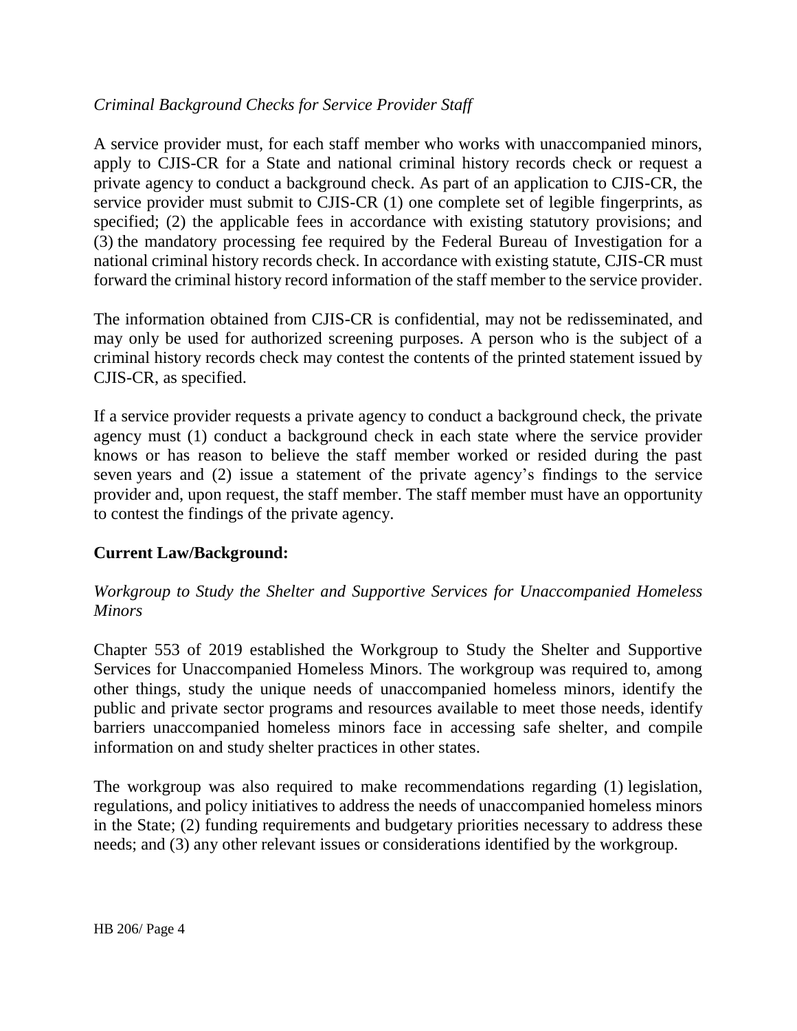*Criminal Background Checks for Service Provider Staff*

A service provider must, for each staff member who works with unaccompanied minors, apply to CJIS-CR for a State and national criminal history records check or request a private agency to conduct a background check. As part of an application to CJIS-CR, the service provider must submit to CJIS-CR (1) one complete set of legible fingerprints, as specified; (2) the applicable fees in accordance with existing statutory provisions; and (3) the mandatory processing fee required by the Federal Bureau of Investigation for a national criminal history records check. In accordance with existing statute, CJIS-CR must forward the criminal history record information of the staff member to the service provider.

The information obtained from CJIS-CR is confidential, may not be redisseminated, and may only be used for authorized screening purposes. A person who is the subject of a criminal history records check may contest the contents of the printed statement issued by CJIS-CR, as specified.

If a service provider requests a private agency to conduct a background check, the private agency must (1) conduct a background check in each state where the service provider knows or has reason to believe the staff member worked or resided during the past seven years and (2) issue a statement of the private agency's findings to the service provider and, upon request, the staff member. The staff member must have an opportunity to contest the findings of the private agency.

**Current Law/Background:**

*Workgroup to Study the Shelter and Supportive Services for Unaccompanied Homeless Minors*

Chapter 553 of 2019 established the Workgroup to Study the Shelter and Supportive Services for Unaccompanied Homeless Minors. The workgroup was required to, among other things, study the unique needs of unaccompanied homeless minors, identify the public and private sector programs and resources available to meet those needs, identify barriers unaccompanied homeless minors face in accessing safe shelter, and compile information on and study shelter practices in other states.

The workgroup was also required to make recommendations regarding (1) legislation, regulations, and policy initiatives to address the needs of unaccompanied homeless minors in the State; (2) funding requirements and budgetary priorities necessary to address these needs; and (3) any other relevant issues or considerations identified by the workgroup.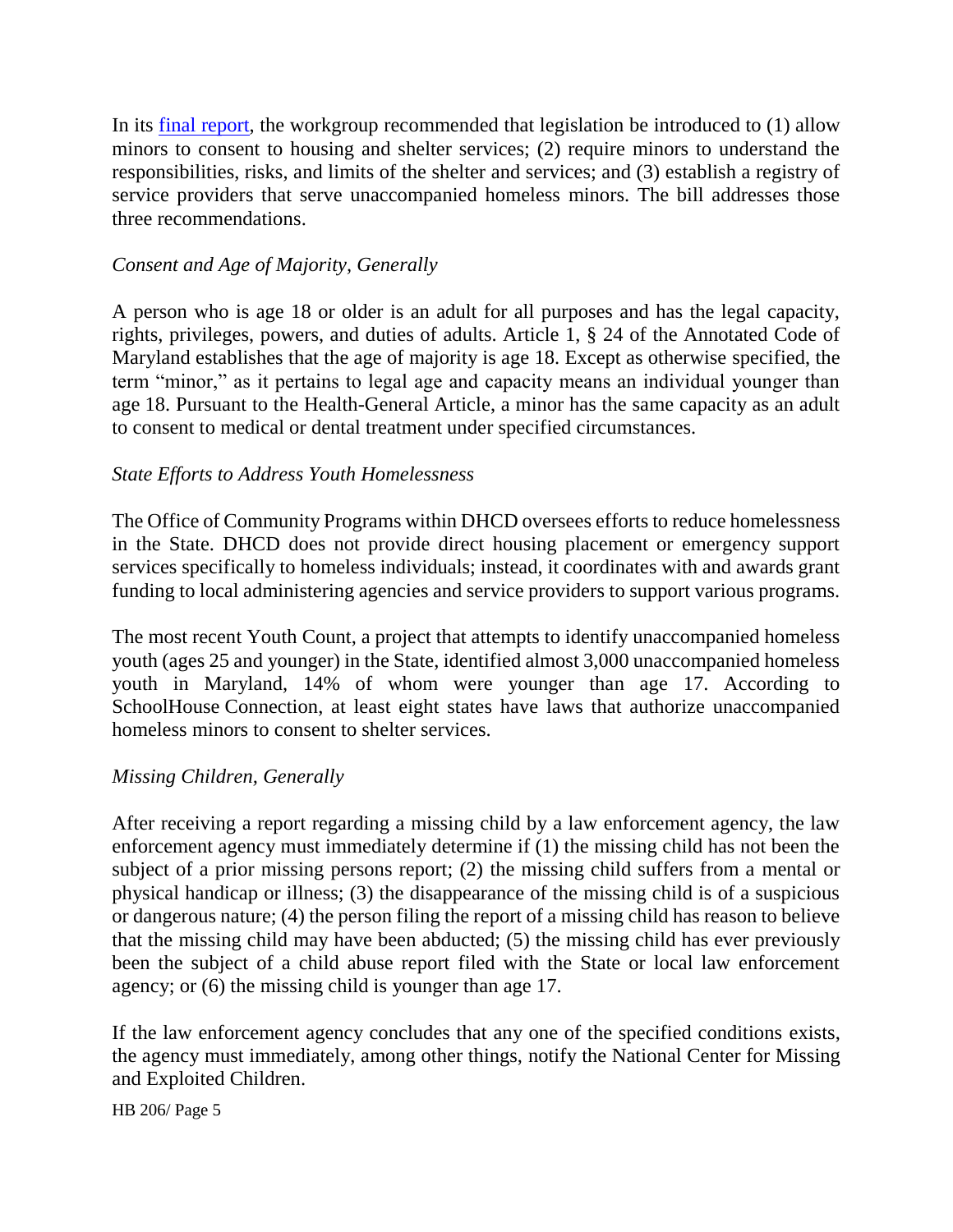In its [final report](final report), the workgroup recommended that legislation be introduced to (1) allow minors to consent to housing and shelter services; (2) require minors to understand the responsibilities, risks, and limits of the shelter and services; and (3) establish a registry of service providers that serve unaccompanied homeless minors. The bill addresses those three recommendations.

*Consent and Age of Majority, Generally*

A person who is age 18 or older is an adult for all purposes and has the legal capacity, rights, privileges, powers, and duties of adults. Article 1, § 24 of the Annotated Code of Maryland establishes that the age of majority is age 18. Except as otherwise specified, the term "minor," as it pertains to legal age and capacity means an individual younger than age 18. Pursuant to the Health-General Article, a minor has the same capacity as an adult to consent to medical or dental treatment under specified circumstances.

*State Efforts to Address Youth Homelessness*

The Office of Community Programs within DHCD oversees efforts to reduce homelessness in the State. DHCD does not provide direct housing placement or emergency support services specifically to homeless individuals; instead, it coordinates with and awards grant funding to local administering agencies and service providers to support various programs.

The most recent Youth Count, a project that attempts to identify unaccompanied homeless youth (ages 25 and younger) in the State, identified almost 3,000 unaccompanied homeless youth in Maryland, 14% of whom were younger than age 17. According to SchoolHouse Connection, at least eight states have laws that authorize unaccompanied homeless minors to consent to shelter services.

*Missing Children, Generally*

After receiving a report regarding a missing child by a law enforcement agency, the law enforcement agency must immediately determine if (1) the missing child has not been the subject of a prior missing persons report; (2) the missing child suffers from a mental or physical handicap or illness; (3) the disappearance of the missing child is of a suspicious or dangerous nature; (4) the person filing the report of a missing child has reason to believe that the missing child may have been abducted; (5) the missing child has ever previously been the subject of a child abuse report filed with the State or local law enforcement agency; or (6) the missing child is younger than age 17.

If the law enforcement agency concludes that any one of the specified conditions exists, the agency must immediately, among other things, notify the National Center for Missing and Exploited Children.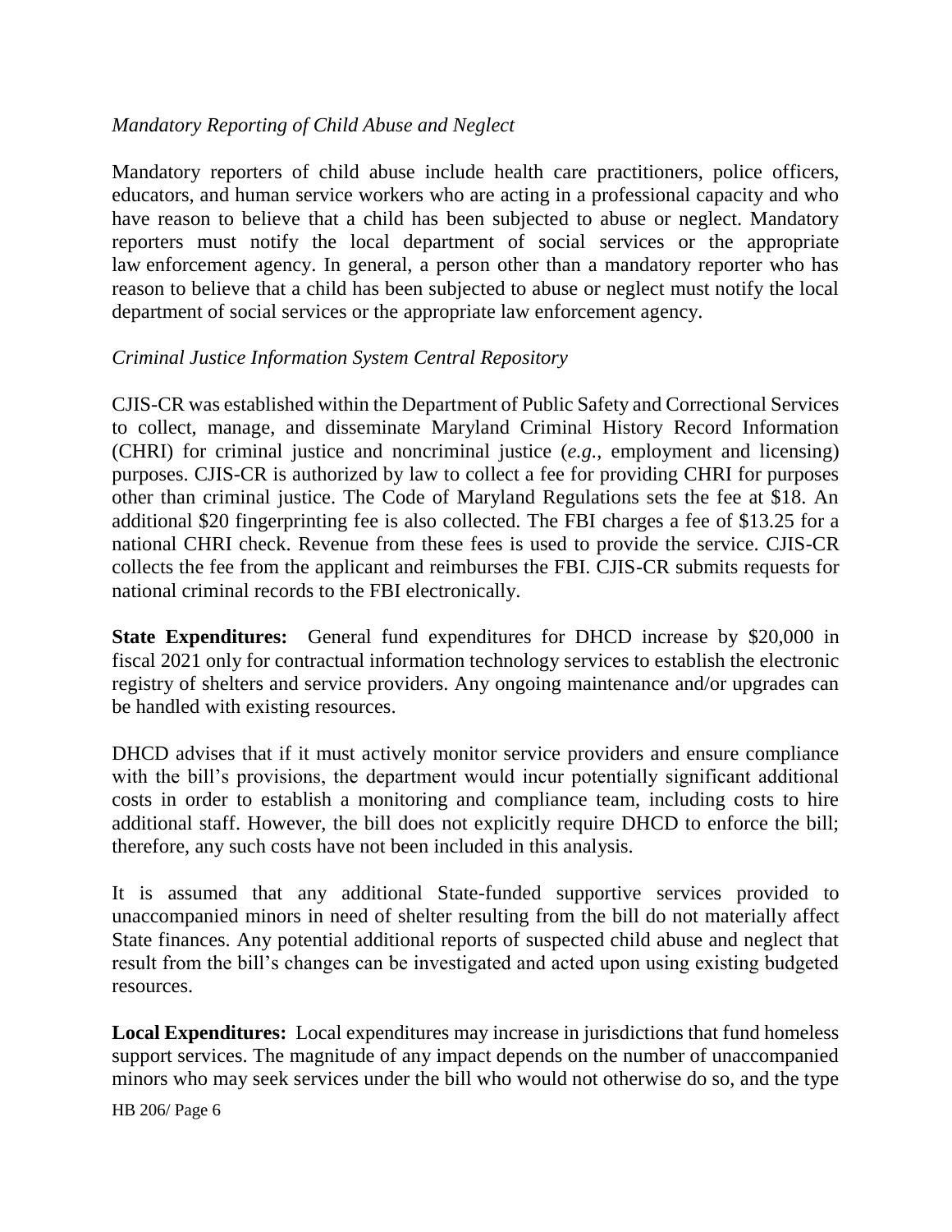*Mandatory Reporting of Child Abuse and Neglect*

Mandatory reporters of child abuse include health care practitioners, police officers, educators, and human service workers who are acting in a professional capacity and who have reason to believe that a child has been subjected to abuse or neglect. Mandatory reporters must notify the local department of social services or the appropriate law enforcement agency. In general, a person other than a mandatory reporter who has reason to believe that a child has been subjected to abuse or neglect must notify the local department of social services or the appropriate law enforcement agency.

*Criminal Justice Information System Central Repository*

CJIS-CR was established within the Department of Public Safety and Correctional Services to collect, manage, and disseminate Maryland Criminal History Record Information (CHRI) for criminal justice and noncriminal justice (*e.g.*, employment and licensing) purposes. CJIS-CR is authorized by law to collect a fee for providing CHRI for purposes other than criminal justice. The Code of Maryland Regulations sets the fee at $18. An additional $20 fingerprinting fee is also collected. The FBI charges a fee of $13.25 for a national CHRI check. Revenue from these fees is used to provide the service. CJIS-CR collects the fee from the applicant and reimburses the FBI. CJIS-CR submits requests for national criminal records to the FBI electronically.

**State Expenditures:** General fund expenditures for DHCD increase by $20,000 in fiscal 2021 only for contractual information technology services to establish the electronic registry of shelters and service providers. Any ongoing maintenance and/or upgrades can be handled with existing resources.

DHCD advises that if it must actively monitor service providers and ensure compliance with the bill's provisions, the department would incur potentially significant additional costs in order to establish a monitoring and compliance team, including costs to hire additional staff. However, the bill does not explicitly require DHCD to enforce the bill; therefore, any such costs have not been included in this analysis.

It is assumed that any additional State-funded supportive services provided to unaccompanied minors in need of shelter resulting from the bill do not materially affect State finances. Any potential additional reports of suspected child abuse and neglect that result from the bill's changes can be investigated and acted upon using existing budgeted resources.

**Local Expenditures:** Local expenditures may increase in jurisdictions that fund homeless support services. The magnitude of any impact depends on the number of unaccompanied minors who may seek services under the bill who would not otherwise do so, and the type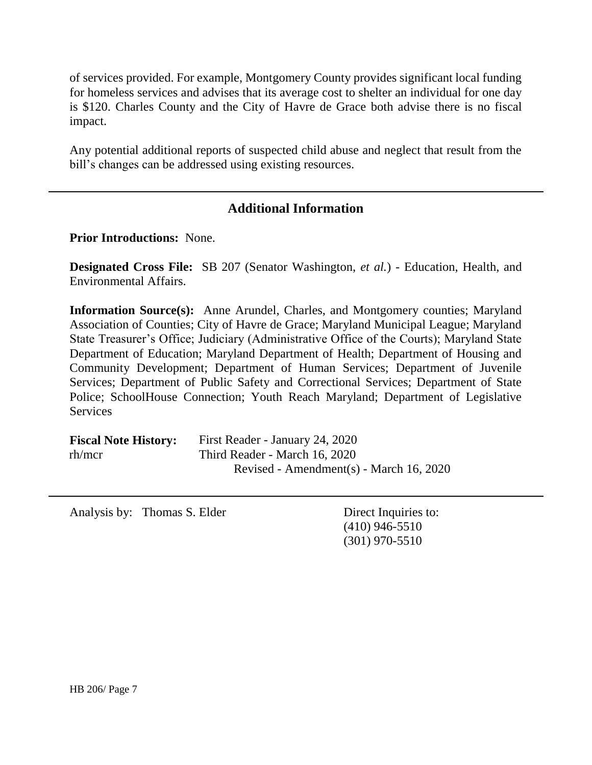of services provided. For example, Montgomery County provides significant local funding for homeless services and advises that its average cost to shelter an individual for one day is $120. Charles County and the City of Havre de Grace both advise there is no fiscal impact.

Any potential additional reports of suspected child abuse and neglect that result from the bill's changes can be addressed using existing resources.

---

## Additional Information

**Prior Introductions:** None.

**Designated Cross File:** SB 207 (Senator Washington, *et al.*) - Education, Health, and Environmental Affairs.

**Information Source(s):** Anne Arundel, Charles, and Montgomery counties; Maryland Association of Counties; City of Havre de Grace; Maryland Municipal League; Maryland State Treasurer's Office; Judiciary (Administrative Office of the Courts); Maryland State Department of Education; Maryland Department of Health; Department of Housing and Community Development; Department of Human Services; Department of Juvenile Services; Department of Public Safety and Correctional Services; Department of State Police; SchoolHouse Connection; Youth Reach Maryland; Department of Legislative Services

**Fiscal Note History:** First Reader - January 24, 2020
rh/mcr Third Reader - March 16, 2020
Revised - Amendment(s) - March 16, 2020

---

Analysis by: Thomas S. Elder

Direct Inquiries to:
(410) 946-5510
(301) 970-5510